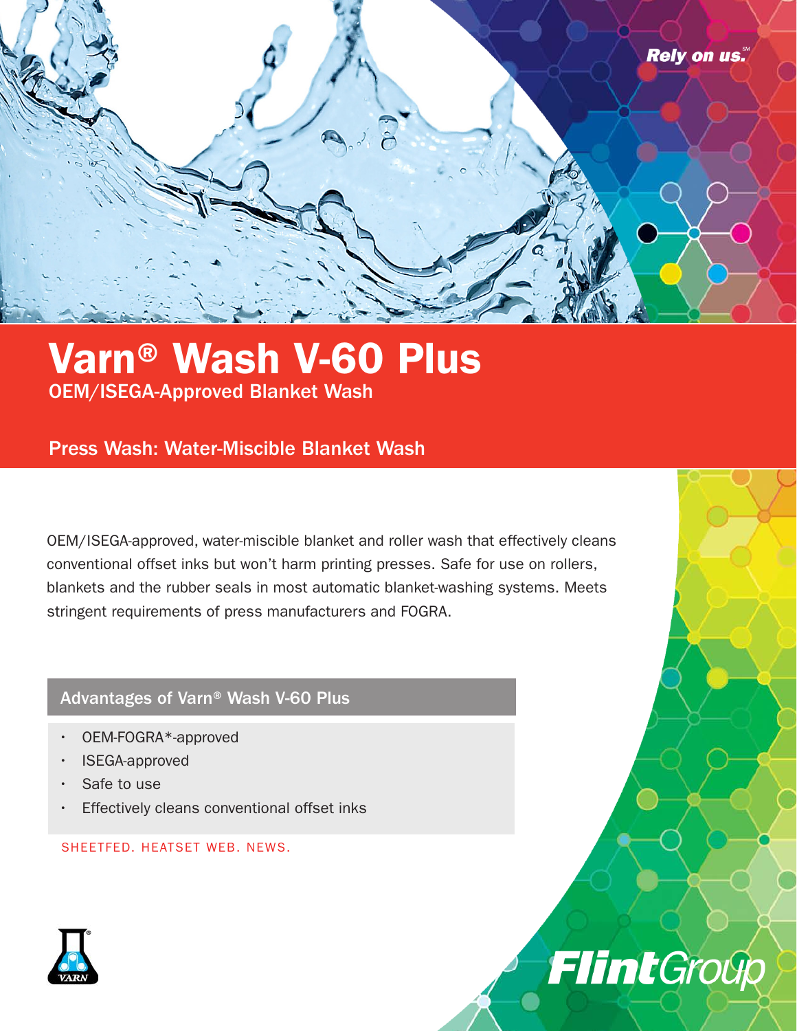Rely on us.[SM]

# Varn® Wash V-60 Plus

OEM/ISEGA-Approved Blanket Wash

## Press Wash: Water-Miscible Blanket Wash

OEM/ISEGA-approved, water-miscible blanket and roller wash that effectively cleans conventional offset inks but won't harm printing presses. Safe for use on rollers, blankets and the rubber seals in most automatic blanket-washing systems. Meets stringent requirements of press manufacturers and FOGRA.

### Advantages of Varn® Wash V-60 Plus

- OEM-FOGRA*-approved
- ISEGA-approved
- Safe to use
- Effectively cleans conventional offset inks

SHEETFED. HEATSET WEB. NEWS.

VARN

FlintGroup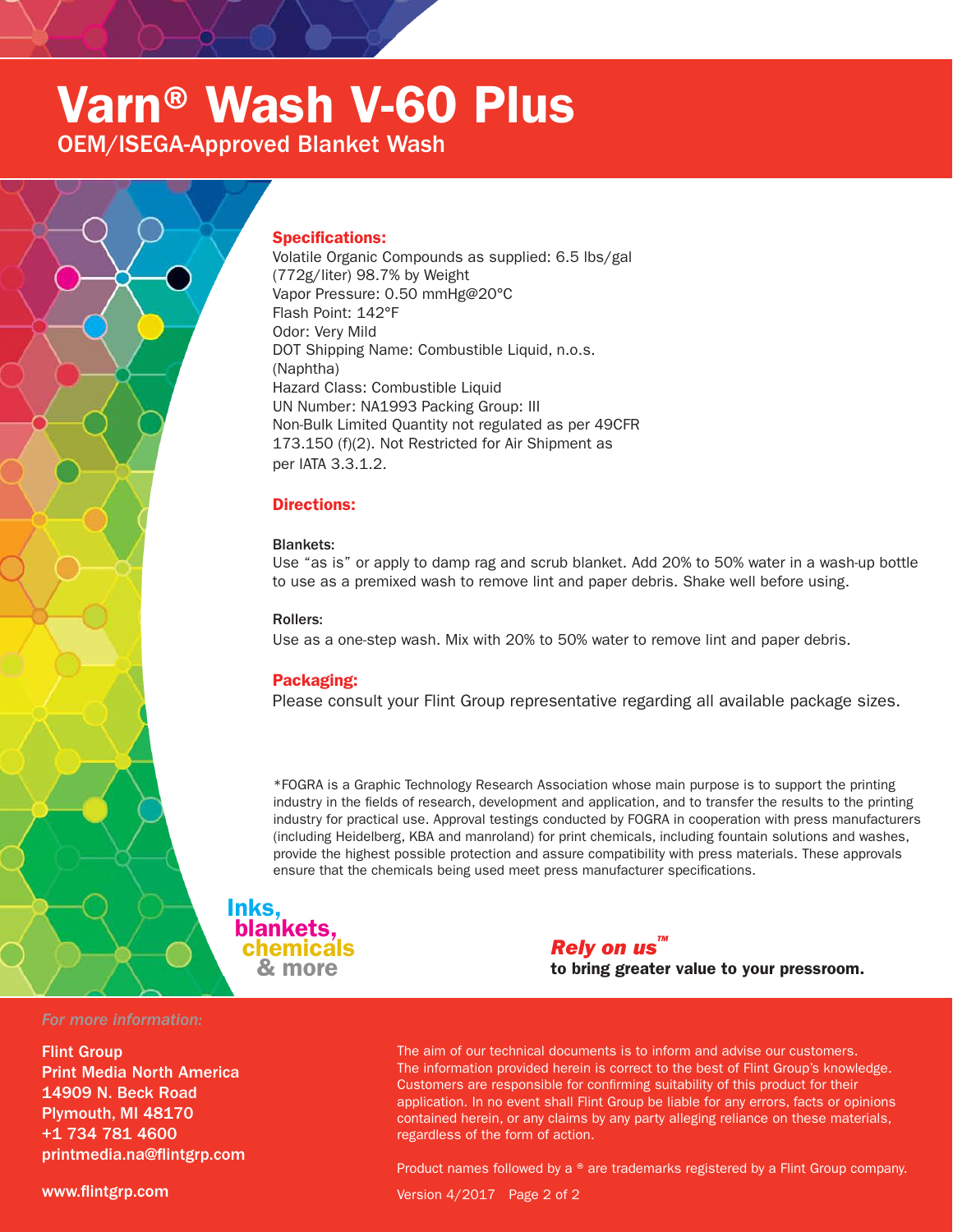# Varn® Wash V-60 Plus

## OEM/ISEGA-Approved Blanket Wash

### Specifications:

Volatile Organic Compounds as supplied: 6.5 lbs/gal (772g/liter) 98.7% by Weight
Vapor Pressure: 0.50 mmHg@20°C
Flash Point: 142°F
Odor: Very Mild
DOT Shipping Name: Combustible Liquid, n.o.s. (Naphtha)
Hazard Class: Combustible Liquid
UN Number: NA1993 Packing Group: III
Non-Bulk Limited Quantity not regulated as per 49CFR 173.150 (f)(2). Not Restricted for Air Shipment as per IATA 3.3.1.2.

### Directions:

**Blankets:**
Use "as is" or apply to damp rag and scrub blanket. Add 20% to 50% water in a wash-up bottle to use as a premixed wash to remove lint and paper debris. Shake well before using.

**Rollers:**
Use as a one-step wash. Mix with 20% to 50% water to remove lint and paper debris.

### Packaging:

Please consult your Flint Group representative regarding all available package sizes.

*FOGRA is a Graphic Technology Research Association whose main purpose is to support the printing industry in the fields of research, development and application, and to transfer the results to the printing industry for practical use. Approval testings conducted by FOGRA in cooperation with press manufacturers (including Heidelberg, KBA and manroland) for print chemicals, including fountain solutions and washes, provide the highest possible protection and assure compatibility with press materials. These approvals ensure that the chemicals being used meet press manufacturer specifications.

Inks, blankets, chemicals & more

***Rely on us™***
**to bring greater value to your pressroom.**

*For more information:*

**Flint Group**
**Print Media North America**
**14909 N. Beck Road**
**Plymouth, MI 48170**
**+1 734 781 4600**
**printmedia.na@flintgrp.com**

**www.flintgrp.com**

The aim of our technical documents is to inform and advise our customers. The information provided herein is correct to the best of Flint Group's knowledge. Customers are responsible for confirming suitability of this product for their application. In no event shall Flint Group be liable for any errors, facts or opinions contained herein, or any claims by any party alleging reliance on these materials, regardless of the form of action.

Product names followed by a ® are trademarks registered by a Flint Group company.

Version 4/2017